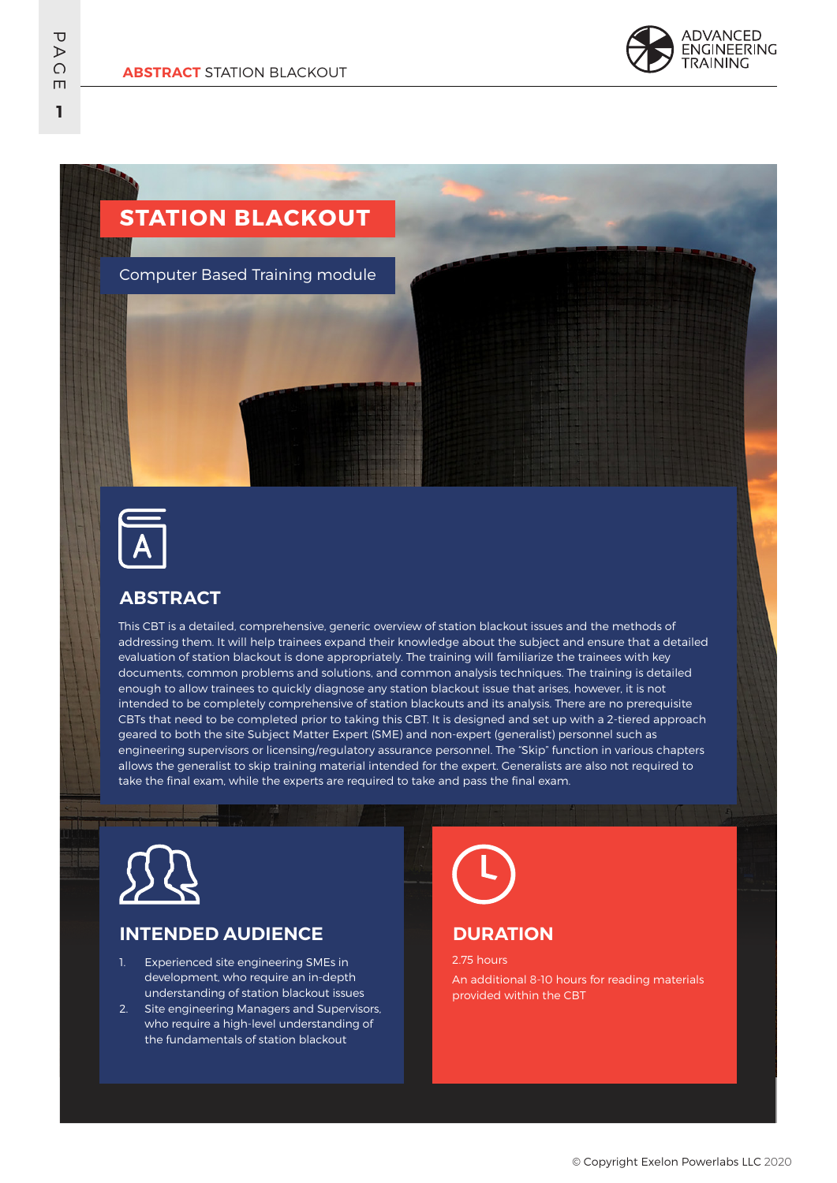# STATION BLACKOUT

Computer Based Training module

## ABSTRACT

This CBT is a detailed, comprehensive, generic overview of station blackout issues and the methods of addressing them. It will help trainees expand their knowledge about the subject and ensure that a detailed evaluation of station blackout is done appropriately. The training will familiarize the trainees with key documents, common problems and solutions, and common analysis techniques. The training is detailed enough to allow trainees to quickly diagnose any station blackout issue that arises, however, it is not intended to be completely comprehensive of station blackouts and its analysis. There are no prerequisite CBTs that need to be completed prior to taking this CBT. It is designed and set up with a 2-tiered approach geared to both the site Subject Matter Expert (SME) and non-expert (generalist) personnel such as engineering supervisors or licensing/regulatory assurance personnel. The "Skip" function in various chapters allows the generalist to skip training material intended for the expert. Generalists are also not required to take the final exam, while the experts are required to take and pass the final exam.

## INTENDED AUDIENCE

1. Experienced site engineering SMEs in development, who require an in-depth understanding of station blackout issues
2. Site engineering Managers and Supervisors, who require a high-level understanding of the fundamentals of station blackout

## DURATION

2.75 hours

An additional 8-10 hours for reading materials provided within the CBT

© Copyright Exelon Powerlabs LLC 2020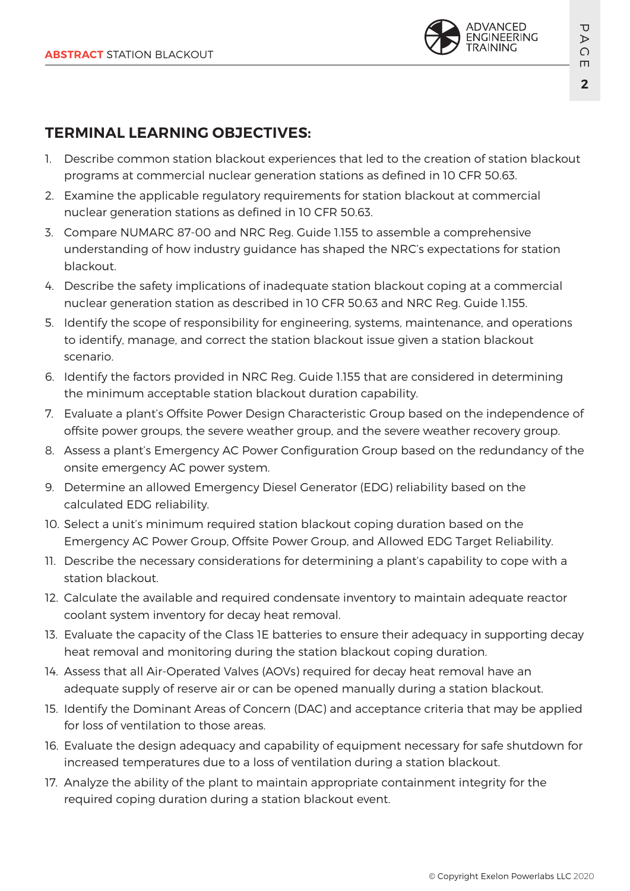## TERMINAL LEARNING OBJECTIVES:

1. Describe common station blackout experiences that led to the creation of station blackout programs at commercial nuclear generation stations as defined in 10 CFR 50.63.
2. Examine the applicable regulatory requirements for station blackout at commercial nuclear generation stations as defined in 10 CFR 50.63.
3. Compare NUMARC 87-00 and NRC Reg. Guide 1.155 to assemble a comprehensive understanding of how industry guidance has shaped the NRC's expectations for station blackout.
4. Describe the safety implications of inadequate station blackout coping at a commercial nuclear generation station as described in 10 CFR 50.63 and NRC Reg. Guide 1.155.
5. Identify the scope of responsibility for engineering, systems, maintenance, and operations to identify, manage, and correct the station blackout issue given a station blackout scenario.
6. Identify the factors provided in NRC Reg. Guide 1.155 that are considered in determining the minimum acceptable station blackout duration capability.
7. Evaluate a plant's Offsite Power Design Characteristic Group based on the independence of offsite power groups, the severe weather group, and the severe weather recovery group.
8. Assess a plant's Emergency AC Power Configuration Group based on the redundancy of the onsite emergency AC power system.
9. Determine an allowed Emergency Diesel Generator (EDG) reliability based on the calculated EDG reliability.
10. Select a unit's minimum required station blackout coping duration based on the Emergency AC Power Group, Offsite Power Group, and Allowed EDG Target Reliability.
11. Describe the necessary considerations for determining a plant's capability to cope with a station blackout.
12. Calculate the available and required condensate inventory to maintain adequate reactor coolant system inventory for decay heat removal.
13. Evaluate the capacity of the Class 1E batteries to ensure their adequacy in supporting decay heat removal and monitoring during the station blackout coping duration.
14. Assess that all Air-Operated Valves (AOVs) required for decay heat removal have an adequate supply of reserve air or can be opened manually during a station blackout.
15. Identify the Dominant Areas of Concern (DAC) and acceptance criteria that may be applied for loss of ventilation to those areas.
16. Evaluate the design adequacy and capability of equipment necessary for safe shutdown for increased temperatures due to a loss of ventilation during a station blackout.
17. Analyze the ability of the plant to maintain appropriate containment integrity for the required coping duration during a station blackout event.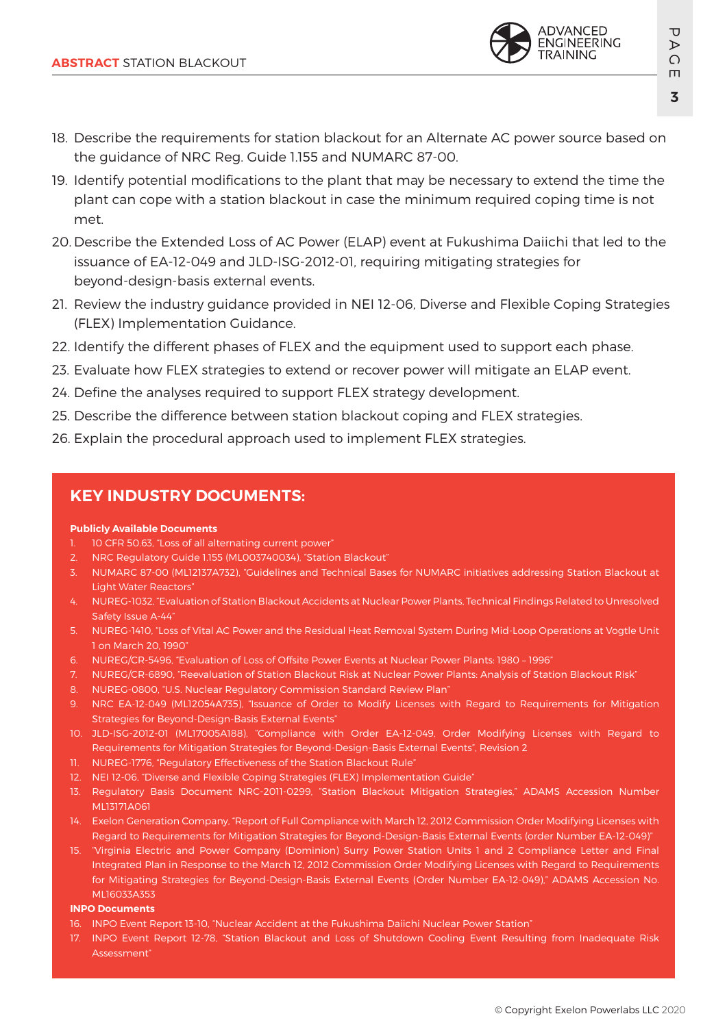18. Describe the requirements for station blackout for an Alternate AC power source based on the guidance of NRC Reg. Guide 1.155 and NUMARC 87-00.
19. Identify potential modifications to the plant that may be necessary to extend the time the plant can cope with a station blackout in case the minimum required coping time is not met.
20. Describe the Extended Loss of AC Power (ELAP) event at Fukushima Daiichi that led to the issuance of EA-12-049 and JLD-ISG-2012-01, requiring mitigating strategies for beyond-design-basis external events.
21. Review the industry guidance provided in NEI 12-06, Diverse and Flexible Coping Strategies (FLEX) Implementation Guidance.
22. Identify the different phases of FLEX and the equipment used to support each phase.
23. Evaluate how FLEX strategies to extend or recover power will mitigate an ELAP event.
24. Define the analyses required to support FLEX strategy development.
25. Describe the difference between station blackout coping and FLEX strategies.
26. Explain the procedural approach used to implement FLEX strategies.

## KEY INDUSTRY DOCUMENTS:

**Publicly Available Documents**

1. 10 CFR 50.63, "Loss of all alternating current power"
2. NRC Regulatory Guide 1.155 (ML003740034), "Station Blackout"
3. NUMARC 87-00 (ML12137A732), "Guidelines and Technical Bases for NUMARC initiatives addressing Station Blackout at Light Water Reactors"
4. NUREG-1032, "Evaluation of Station Blackout Accidents at Nuclear Power Plants, Technical Findings Related to Unresolved Safety Issue A-44"
5. NUREG-1410, "Loss of Vital AC Power and the Residual Heat Removal System During Mid-Loop Operations at Vogtle Unit 1 on March 20, 1990"
6. NUREG/CR-5496, "Evaluation of Loss of Offsite Power Events at Nuclear Power Plants: 1980 – 1996"
7. NUREG/CR-6890, "Reevaluation of Station Blackout Risk at Nuclear Power Plants: Analysis of Station Blackout Risk"
8. NUREG-0800, "U.S. Nuclear Regulatory Commission Standard Review Plan"
9. NRC EA-12-049 (ML12054A735), "Issuance of Order to Modify Licenses with Regard to Requirements for Mitigation Strategies for Beyond-Design-Basis External Events"
10. JLD-ISG-2012-01 (ML17005A188), "Compliance with Order EA-12-049, Order Modifying Licenses with Regard to Requirements for Mitigation Strategies for Beyond-Design-Basis External Events", Revision 2
11. NUREG-1776, "Regulatory Effectiveness of the Station Blackout Rule"
12. NEI 12-06, "Diverse and Flexible Coping Strategies (FLEX) Implementation Guide"
13. Regulatory Basis Document NRC-2011-0299, "Station Blackout Mitigation Strategies," ADAMS Accession Number ML13171A061
14. Exelon Generation Company, "Report of Full Compliance with March 12, 2012 Commission Order Modifying Licenses with Regard to Requirements for Mitigation Strategies for Beyond-Design-Basis External Events (order Number EA-12-049)"
15. "Virginia Electric and Power Company (Dominion) Surry Power Station Units 1 and 2 Compliance Letter and Final Integrated Plan in Response to the March 12, 2012 Commission Order Modifying Licenses with Regard to Requirements for Mitigating Strategies for Beyond-Design-Basis External Events (Order Number EA-12-049)," ADAMS Accession No. ML16033A353

**INPO Documents**

16. INPO Event Report 13-10, "Nuclear Accident at the Fukushima Daiichi Nuclear Power Station"
17. INPO Event Report 12-78, "Station Blackout and Loss of Shutdown Cooling Event Resulting from Inadequate Risk Assessment"